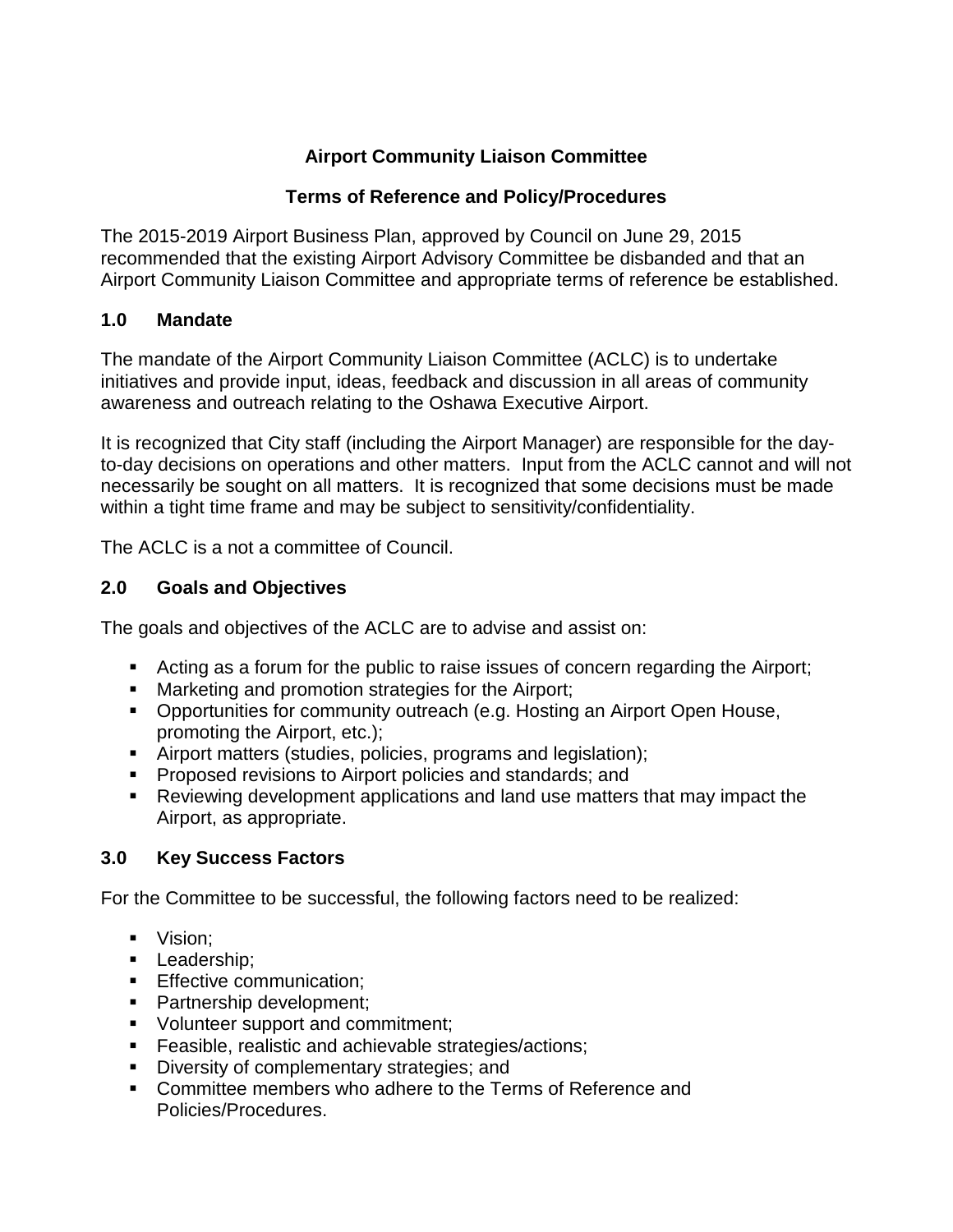# Airport Community Liaison Committee

## Terms of Reference and Policy/Procedures

The 2015-2019 Airport Business Plan, approved by Council on June 29, 2015 recommended that the existing Airport Advisory Committee be disbanded and that an Airport Community Liaison Committee and appropriate terms of reference be established.

### 1.0 Mandate

The mandate of the Airport Community Liaison Committee (ACLC) is to undertake initiatives and provide input, ideas, feedback and discussion in all areas of community awareness and outreach relating to the Oshawa Executive Airport.

It is recognized that City staff (including the Airport Manager) are responsible for the day-to-day decisions on operations and other matters. Input from the ACLC cannot and will not necessarily be sought on all matters. It is recognized that some decisions must be made within a tight time frame and may be subject to sensitivity/confidentiality.

The ACLC is a not a committee of Council.

### 2.0 Goals and Objectives

The goals and objectives of the ACLC are to advise and assist on:

- Acting as a forum for the public to raise issues of concern regarding the Airport;
- Marketing and promotion strategies for the Airport;
- Opportunities for community outreach (e.g. Hosting an Airport Open House, promoting the Airport, etc.);
- Airport matters (studies, policies, programs and legislation);
- Proposed revisions to Airport policies and standards; and
- Reviewing development applications and land use matters that may impact the Airport, as appropriate.

### 3.0 Key Success Factors

For the Committee to be successful, the following factors need to be realized:

- Vision;
- Leadership;
- Effective communication;
- Partnership development;
- Volunteer support and commitment;
- Feasible, realistic and achievable strategies/actions;
- Diversity of complementary strategies; and
- Committee members who adhere to the Terms of Reference and Policies/Procedures.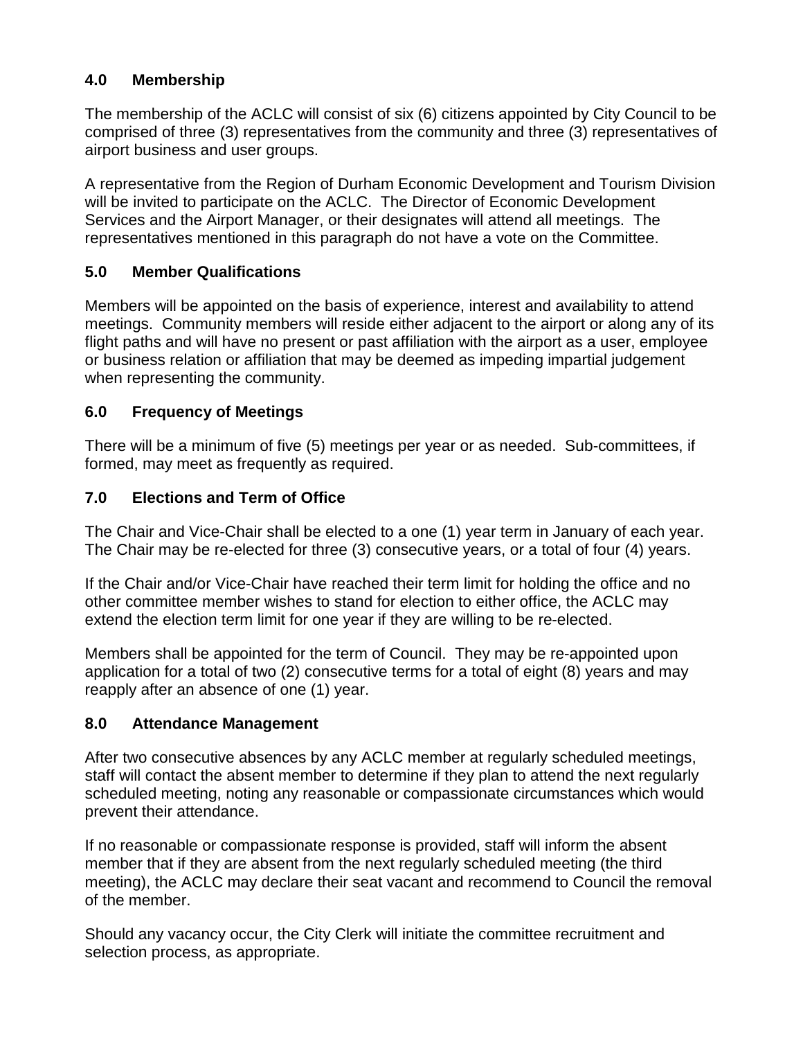## 4.0 Membership

The membership of the ACLC will consist of six (6) citizens appointed by City Council to be comprised of three (3) representatives from the community and three (3) representatives of airport business and user groups.

A representative from the Region of Durham Economic Development and Tourism Division will be invited to participate on the ACLC. The Director of Economic Development Services and the Airport Manager, or their designates will attend all meetings. The representatives mentioned in this paragraph do not have a vote on the Committee.

## 5.0 Member Qualifications

Members will be appointed on the basis of experience, interest and availability to attend meetings. Community members will reside either adjacent to the airport or along any of its flight paths and will have no present or past affiliation with the airport as a user, employee or business relation or affiliation that may be deemed as impeding impartial judgement when representing the community.

## 6.0 Frequency of Meetings

There will be a minimum of five (5) meetings per year or as needed. Sub-committees, if formed, may meet as frequently as required.

## 7.0 Elections and Term of Office

The Chair and Vice-Chair shall be elected to a one (1) year term in January of each year. The Chair may be re-elected for three (3) consecutive years, or a total of four (4) years.

If the Chair and/or Vice-Chair have reached their term limit for holding the office and no other committee member wishes to stand for election to either office, the ACLC may extend the election term limit for one year if they are willing to be re-elected.

Members shall be appointed for the term of Council. They may be re-appointed upon application for a total of two (2) consecutive terms for a total of eight (8) years and may reapply after an absence of one (1) year.

## 8.0 Attendance Management

After two consecutive absences by any ACLC member at regularly scheduled meetings, staff will contact the absent member to determine if they plan to attend the next regularly scheduled meeting, noting any reasonable or compassionate circumstances which would prevent their attendance.

If no reasonable or compassionate response is provided, staff will inform the absent member that if they are absent from the next regularly scheduled meeting (the third meeting), the ACLC may declare their seat vacant and recommend to Council the removal of the member.

Should any vacancy occur, the City Clerk will initiate the committee recruitment and selection process, as appropriate.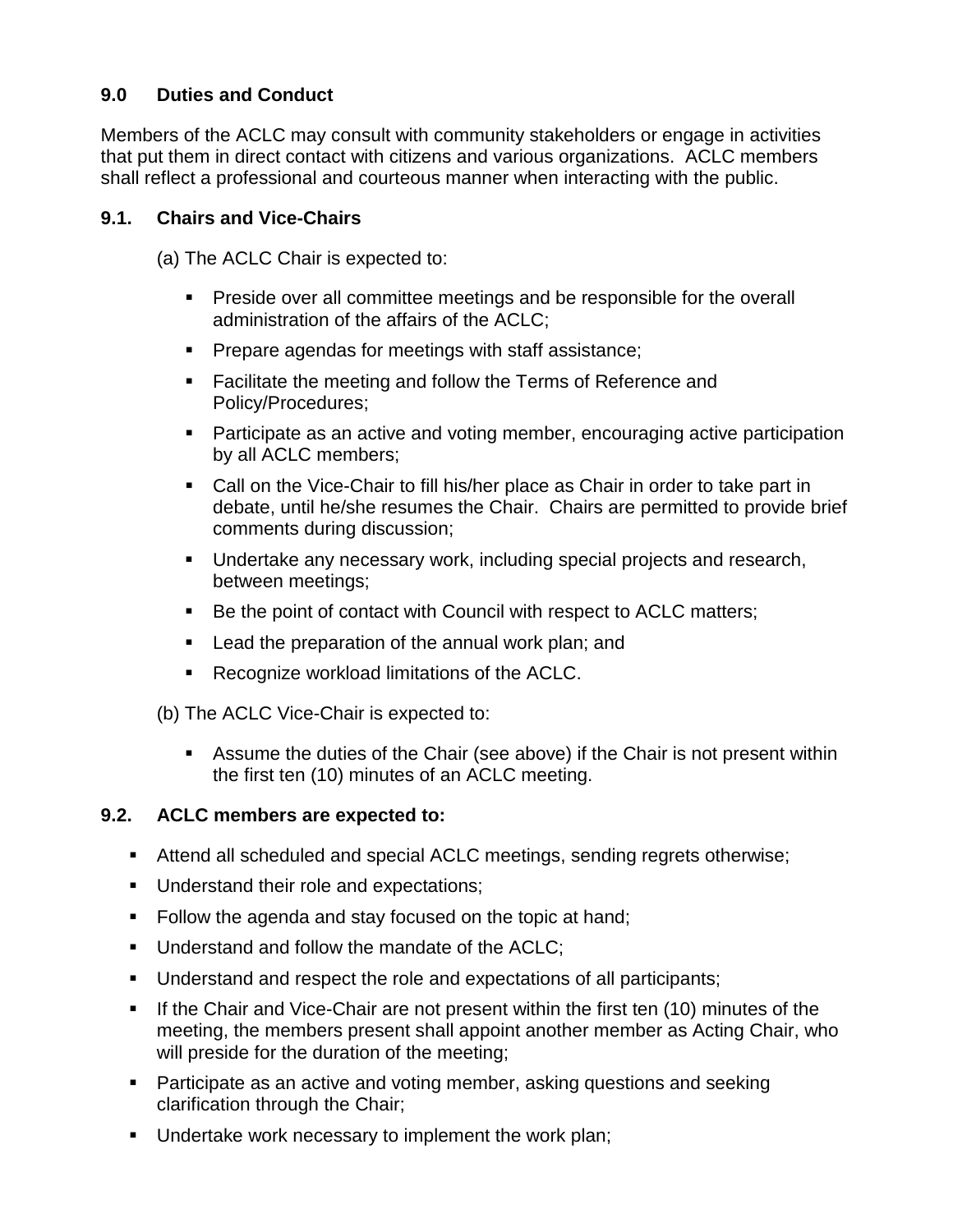## 9.0 Duties and Conduct

Members of the ACLC may consult with community stakeholders or engage in activities that put them in direct contact with citizens and various organizations. ACLC members shall reflect a professional and courteous manner when interacting with the public.

### 9.1. Chairs and Vice-Chairs

(a) The ACLC Chair is expected to:

- Preside over all committee meetings and be responsible for the overall administration of the affairs of the ACLC;
- Prepare agendas for meetings with staff assistance;
- Facilitate the meeting and follow the Terms of Reference and Policy/Procedures;
- Participate as an active and voting member, encouraging active participation by all ACLC members;
- Call on the Vice-Chair to fill his/her place as Chair in order to take part in debate, until he/she resumes the Chair. Chairs are permitted to provide brief comments during discussion;
- Undertake any necessary work, including special projects and research, between meetings;
- Be the point of contact with Council with respect to ACLC matters;
- Lead the preparation of the annual work plan; and
- Recognize workload limitations of the ACLC.

(b) The ACLC Vice-Chair is expected to:

- Assume the duties of the Chair (see above) if the Chair is not present within the first ten (10) minutes of an ACLC meeting.

### 9.2. ACLC members are expected to:

- Attend all scheduled and special ACLC meetings, sending regrets otherwise;
- Understand their role and expectations;
- Follow the agenda and stay focused on the topic at hand;
- Understand and follow the mandate of the ACLC;
- Understand and respect the role and expectations of all participants;
- If the Chair and Vice-Chair are not present within the first ten (10) minutes of the meeting, the members present shall appoint another member as Acting Chair, who will preside for the duration of the meeting;
- Participate as an active and voting member, asking questions and seeking clarification through the Chair;
- Undertake work necessary to implement the work plan;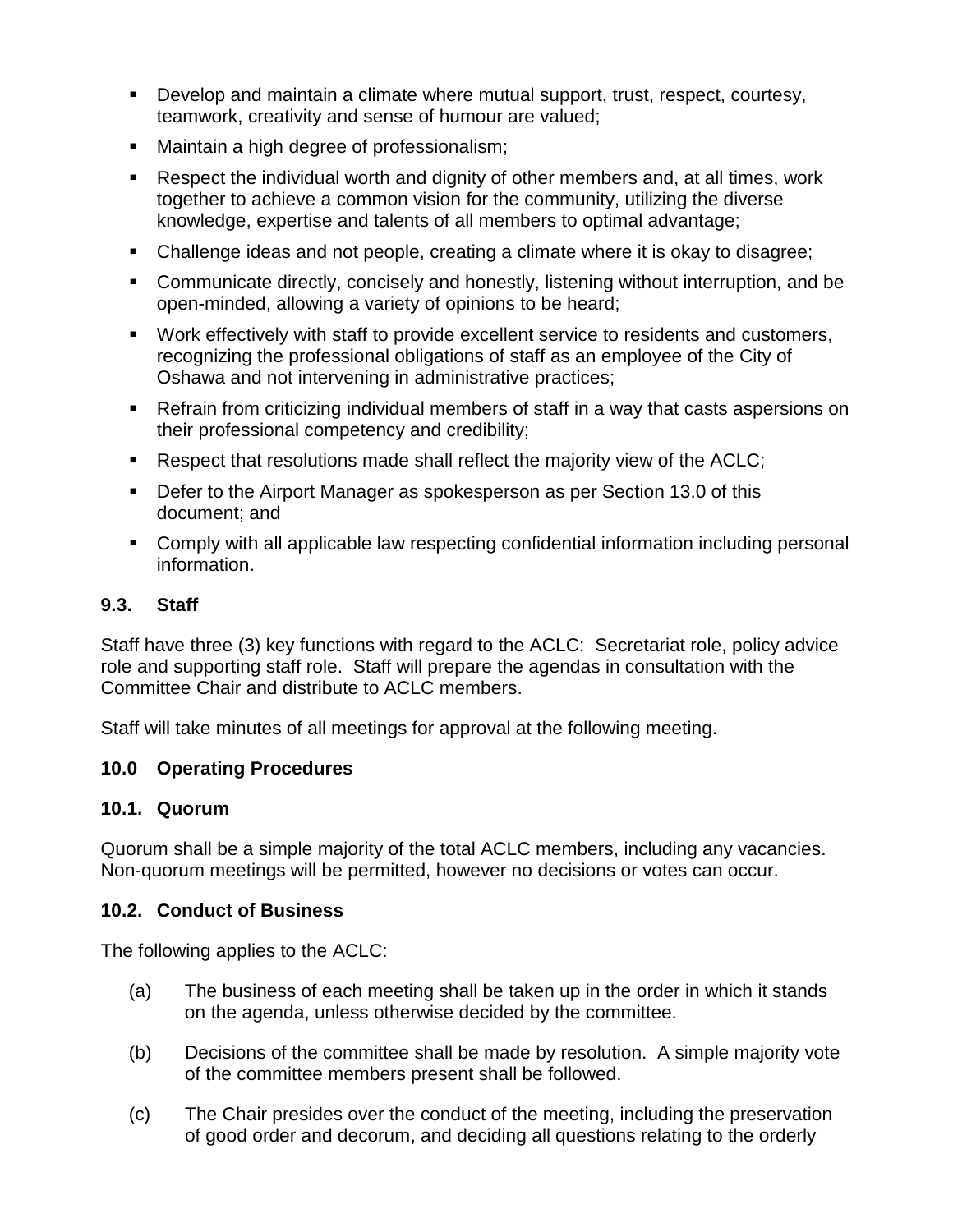- Develop and maintain a climate where mutual support, trust, respect, courtesy, teamwork, creativity and sense of humour are valued;
- Maintain a high degree of professionalism;
- Respect the individual worth and dignity of other members and, at all times, work together to achieve a common vision for the community, utilizing the diverse knowledge, expertise and talents of all members to optimal advantage;
- Challenge ideas and not people, creating a climate where it is okay to disagree;
- Communicate directly, concisely and honestly, listening without interruption, and be open-minded, allowing a variety of opinions to be heard;
- Work effectively with staff to provide excellent service to residents and customers, recognizing the professional obligations of staff as an employee of the City of Oshawa and not intervening in administrative practices;
- Refrain from criticizing individual members of staff in a way that casts aspersions on their professional competency and credibility;
- Respect that resolutions made shall reflect the majority view of the ACLC;
- Defer to the Airport Manager as spokesperson as per Section 13.0 of this document; and
- Comply with all applicable law respecting confidential information including personal information.

### 9.3. Staff

Staff have three (3) key functions with regard to the ACLC: Secretariat role, policy advice role and supporting staff role. Staff will prepare the agendas in consultation with the Committee Chair and distribute to ACLC members.

Staff will take minutes of all meetings for approval at the following meeting.

## 10.0 Operating Procedures

### 10.1. Quorum

Quorum shall be a simple majority of the total ACLC members, including any vacancies. Non-quorum meetings will be permitted, however no decisions or votes can occur.

### 10.2. Conduct of Business

The following applies to the ACLC:

(a) The business of each meeting shall be taken up in the order in which it stands on the agenda, unless otherwise decided by the committee.

(b) Decisions of the committee shall be made by resolution. A simple majority vote of the committee members present shall be followed.

(c) The Chair presides over the conduct of the meeting, including the preservation of good order and decorum, and deciding all questions relating to the orderly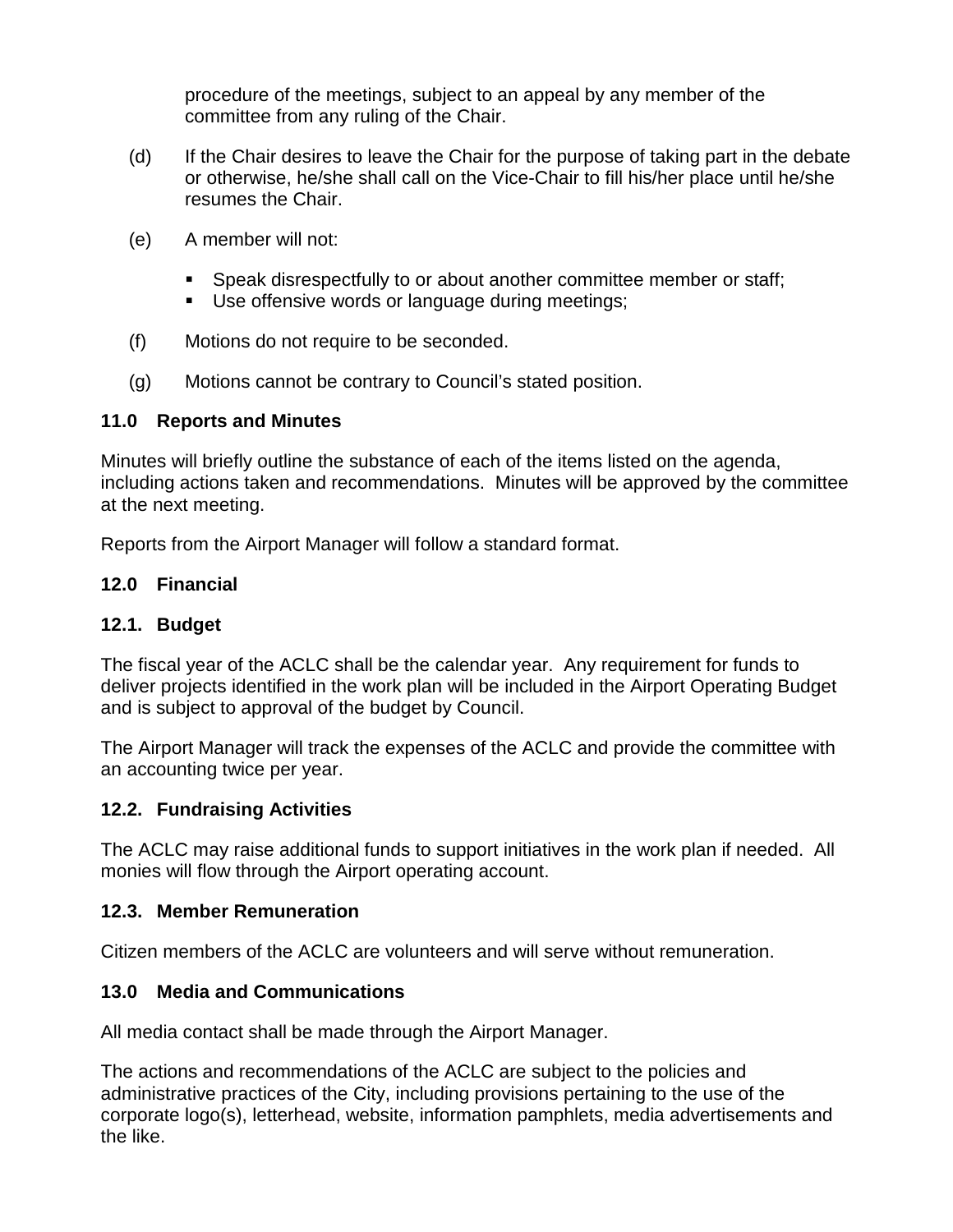procedure of the meetings, subject to an appeal by any member of the committee from any ruling of the Chair.

(d) If the Chair desires to leave the Chair for the purpose of taking part in the debate or otherwise, he/she shall call on the Vice-Chair to fill his/her place until he/she resumes the Chair.

(e) A member will not:

- Speak disrespectfully to or about another committee member or staff;
- Use offensive words or language during meetings;

(f) Motions do not require to be seconded.

(g) Motions cannot be contrary to Council's stated position.

### 11.0 Reports and Minutes

Minutes will briefly outline the substance of each of the items listed on the agenda, including actions taken and recommendations. Minutes will be approved by the committee at the next meeting.

Reports from the Airport Manager will follow a standard format.

### 12.0 Financial

### 12.1. Budget

The fiscal year of the ACLC shall be the calendar year. Any requirement for funds to deliver projects identified in the work plan will be included in the Airport Operating Budget and is subject to approval of the budget by Council.

The Airport Manager will track the expenses of the ACLC and provide the committee with an accounting twice per year.

### 12.2. Fundraising Activities

The ACLC may raise additional funds to support initiatives in the work plan if needed. All monies will flow through the Airport operating account.

### 12.3. Member Remuneration

Citizen members of the ACLC are volunteers and will serve without remuneration.

### 13.0 Media and Communications

All media contact shall be made through the Airport Manager.

The actions and recommendations of the ACLC are subject to the policies and administrative practices of the City, including provisions pertaining to the use of the corporate logo(s), letterhead, website, information pamphlets, media advertisements and the like.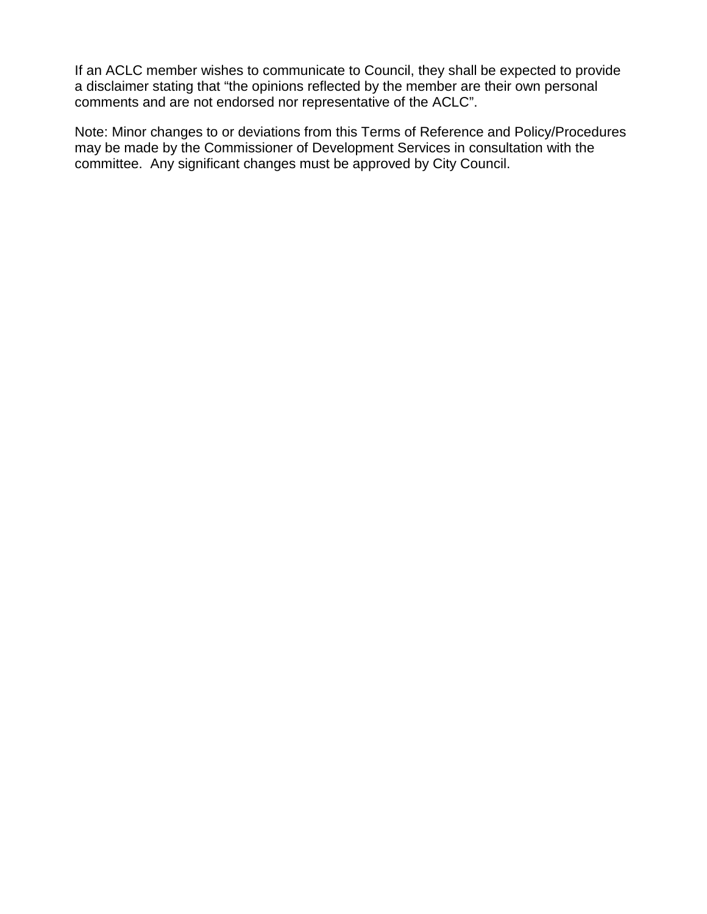If an ACLC member wishes to communicate to Council, they shall be expected to provide a disclaimer stating that “the opinions reflected by the member are their own personal comments and are not endorsed nor representative of the ACLC”.

Note: Minor changes to or deviations from this Terms of Reference and Policy/Procedures may be made by the Commissioner of Development Services in consultation with the committee. Any significant changes must be approved by City Council.